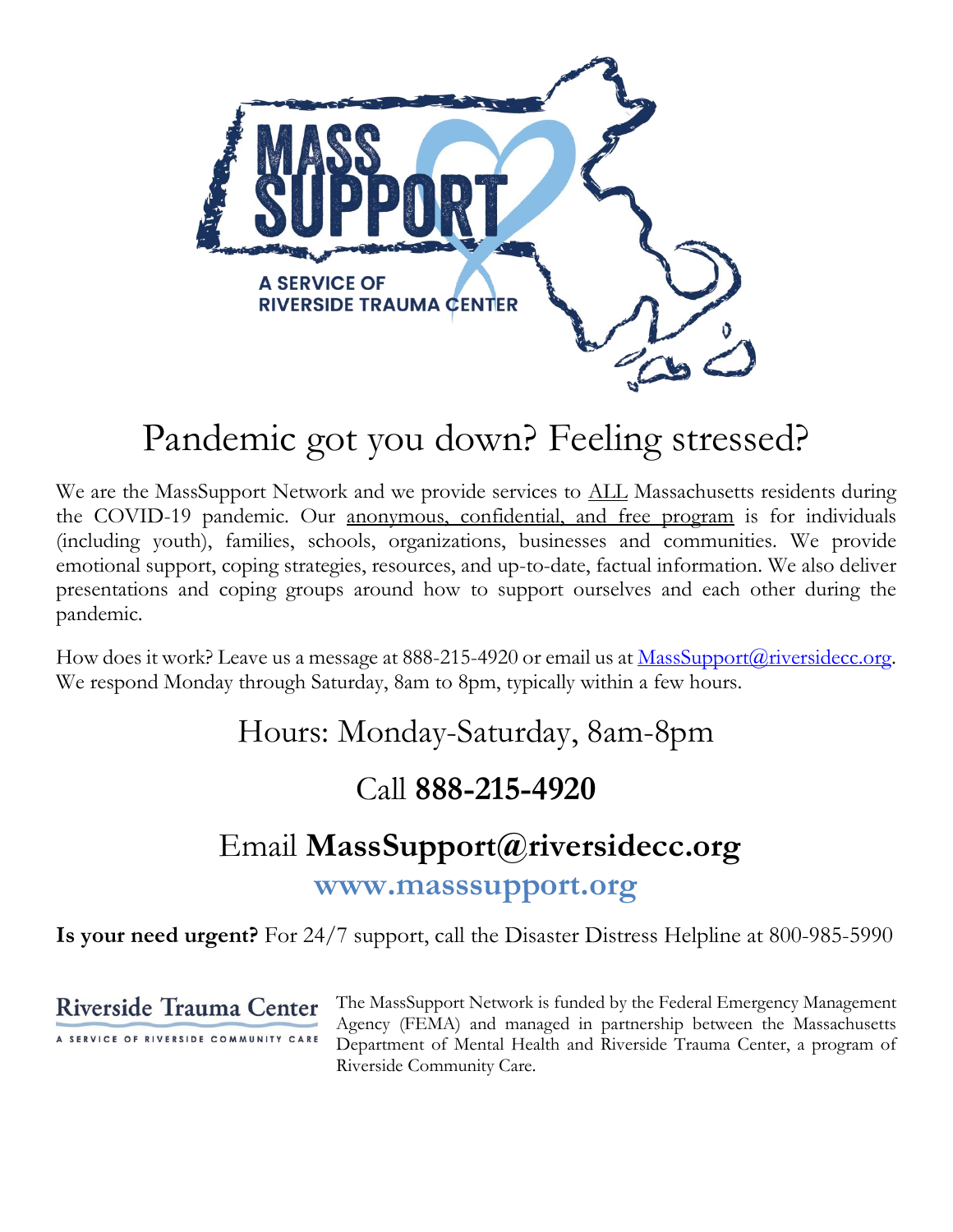# MASS SUPPORT

A SERVICE OF RIVERSIDE TRAUMA CENTER

## Pandemic got you down? Feeling stressed?

We are the MassSupport Network and we provide services to ALL Massachusetts residents during the COVID-19 pandemic. Our anonymous, confidential, and free program is for individuals (including youth), families, schools, organizations, businesses and communities. We provide emotional support, coping strategies, resources, and up-to-date, factual information. We also deliver presentations and coping groups around how to support ourselves and each other during the pandemic.

How does it work? Leave us a message at 888-215-4920 or email us at MassSupport@riversidecc.org. We respond Monday through Saturday, 8am to 8pm, typically within a few hours.

## Hours: Monday-Saturday, 8am-8pm

## Call **888-215-4920**

## Email **MassSupport@riversidecc.org**

### **www.masssupport.org**

**Is your need urgent?** For 24/7 support, call the Disaster Distress Helpline at 800-985-5990

**Riverside Trauma Center**
A SERVICE OF RIVERSIDE COMMUNITY CARE

The MassSupport Network is funded by the Federal Emergency Management Agency (FEMA) and managed in partnership between the Massachusetts Department of Mental Health and Riverside Trauma Center, a program of Riverside Community Care.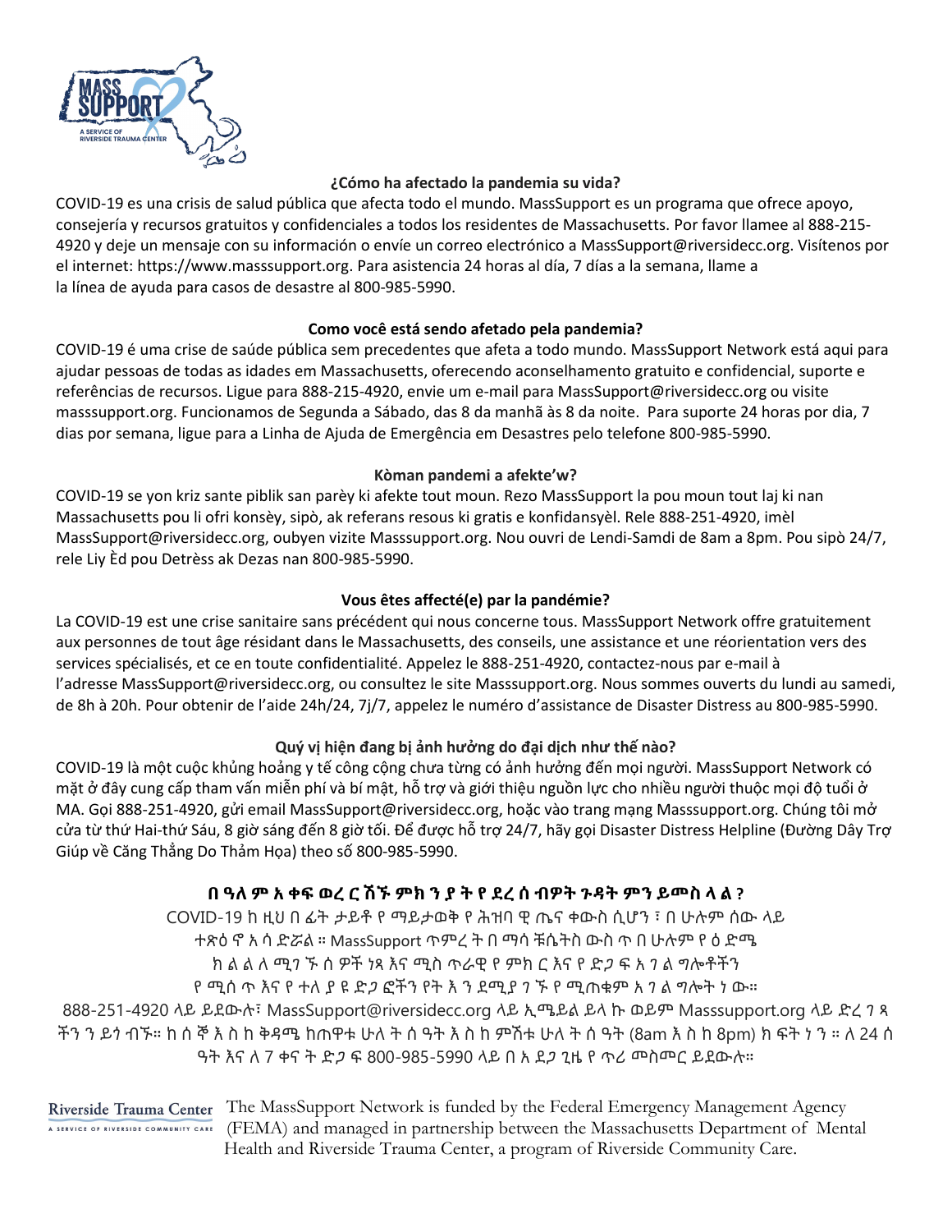### ¿Cómo ha afectado la pandemia su vida?

COVID-19 es una crisis de salud pública que afecta todo el mundo. MassSupport es un programa que ofrece apoyo, consejería y recursos gratuitos y confidenciales a todos los residentes de Massachusetts. Por favor llamee al 888-215-4920 y deje un mensaje con su información o envíe un correo electrónico a MassSupport@riversidecc.org. Visítenos por el internet: https://www.masssupport.org. Para asistencia 24 horas al día, 7 días a la semana, llame a la línea de ayuda para casos de desastre al 800-985-5990.

### Como você está sendo afetado pela pandemia?

COVID-19 é uma crise de saúde pública sem precedentes que afeta a todo mundo. MassSupport Network está aqui para ajudar pessoas de todas as idades em Massachusetts, oferecendo aconselhamento gratuito e confidencial, suporte e referências de recursos. Ligue para 888-215-4920, envie um e-mail para MassSupport@riversidecc.org ou visite masssupport.org. Funcionamos de Segunda a Sábado, das 8 da manhã às 8 da noite. Para suporte 24 horas por dia, 7 dias por semana, ligue para a Linha de Ajuda de Emergência em Desastres pelo telefone 800-985-5990.

### Kòman pandemi a afekte'w?

COVID-19 se yon kriz sante piblik san parèy ki afekte tout moun. Rezo MassSupport la pou moun tout laj ki nan Massachusetts pou li ofri konsèy, sipò, ak referans resous ki gratis e konfidansyèl. Rele 888-251-4920, imèl MassSupport@riversidecc.org, oubyen vizite Masssupport.org. Nou ouvri de Lendi-Samdi de 8am a 8pm. Pou sipò 24/7, rele Liy Èd pou Detrèss ak Dezas nan 800-985-5990.

### Vous êtes affecté(e) par la pandémie?

La COVID-19 est une crise sanitaire sans précédent qui nous concerne tous. MassSupport Network offre gratuitement aux personnes de tout âge résidant dans le Massachusetts, des conseils, une assistance et une réorientation vers des services spécialisés, et ce en toute confidentialité. Appelez le 888-251-4920, contactez-nous par e-mail à l'adresse MassSupport@riversidecc.org, ou consultez le site Masssupport.org. Nous sommes ouverts du lundi au samedi, de 8h à 20h. Pour obtenir de l'aide 24h/24, 7j/7, appelez le numéro d'assistance de Disaster Distress au 800-985-5990.

### Quý vị hiện đang bị ảnh hưởng do đại dịch như thế nào?

COVID-19 là một cuộc khủng hoảng y tế công cộng chưa từng có ảnh hưởng đến mọi người. MassSupport Network có mặt ở đây cung cấp tham vấn miễn phí và bí mật, hỗ trợ và giới thiệu nguồn lực cho nhiều người thuộc mọi độ tuổi ở MA. Gọi 888-251-4920, gửi email MassSupport@riversidecc.org, hoặc vào trang mạng Masssupport.org. Chúng tôi mở cửa từ thứ Hai-thứ Sáu, 8 giờ sáng đến 8 giờ tối. Để được hỗ trợ 24/7, hãy gọi Disaster Distress Helpline (Đường Dây Trợ Giúp về Căng Thẳng Do Thảm Họa) theo số 800-985-5990.

### በዓለም አቀፍ ወረርሽኙ ምክንያት የደረሰብዎት ጉዳት ምን ይመስላል?

COVID-19 ከዚህ በፊት ታይቶ የማይታወቅ የሕዝባዊ ጤና ቀውስ ሲሆን ፣ በሁሉም ሰው ላይ ተጽዕኖ አሳድሯል። MassSupport ጥምረት በማሳቹሴትስ ውስጥ በሁሉም የዕድሜ ክልል ለሚገኙ ሰዎች ነጻ እና ሚስጥራዊ የምክር እና የድጋፍ አገልግሎቶችን የሚሰጥ እና የተለያዩ ድጋፎችን የት እንደሚያገኙ የሚጠቁም አገልግሎት ነው። 888-251-4920 ላይ ይደውሉ፣ MassSupport@riversidecc.org ላይ ኢሜይል ይላኩ ወይም Masssupport.org ላይ ድረገጻችንን ይጎብኙ። ከሰኞ እስከ ቅዳሜ ከጠዋቱ ሁለት ሰዓት እስከ ምሽቱ ሁለት ሰዓት (8am እስከ 8pm) ክፍት ነን ። ለ 24 ሰዓት እና ለ 7 ቀናት ድጋፍ 800-985-5990 ላይ በአደጋ ጊዜ የጥሪ መስመር ይደውሉ።

Riverside Trauma Center
A SERVICE OF RIVERSIDE COMMUNITY CARE

The MassSupport Network is funded by the Federal Emergency Management Agency (FEMA) and managed in partnership between the Massachusetts Department of Mental Health and Riverside Trauma Center, a program of Riverside Community Care.